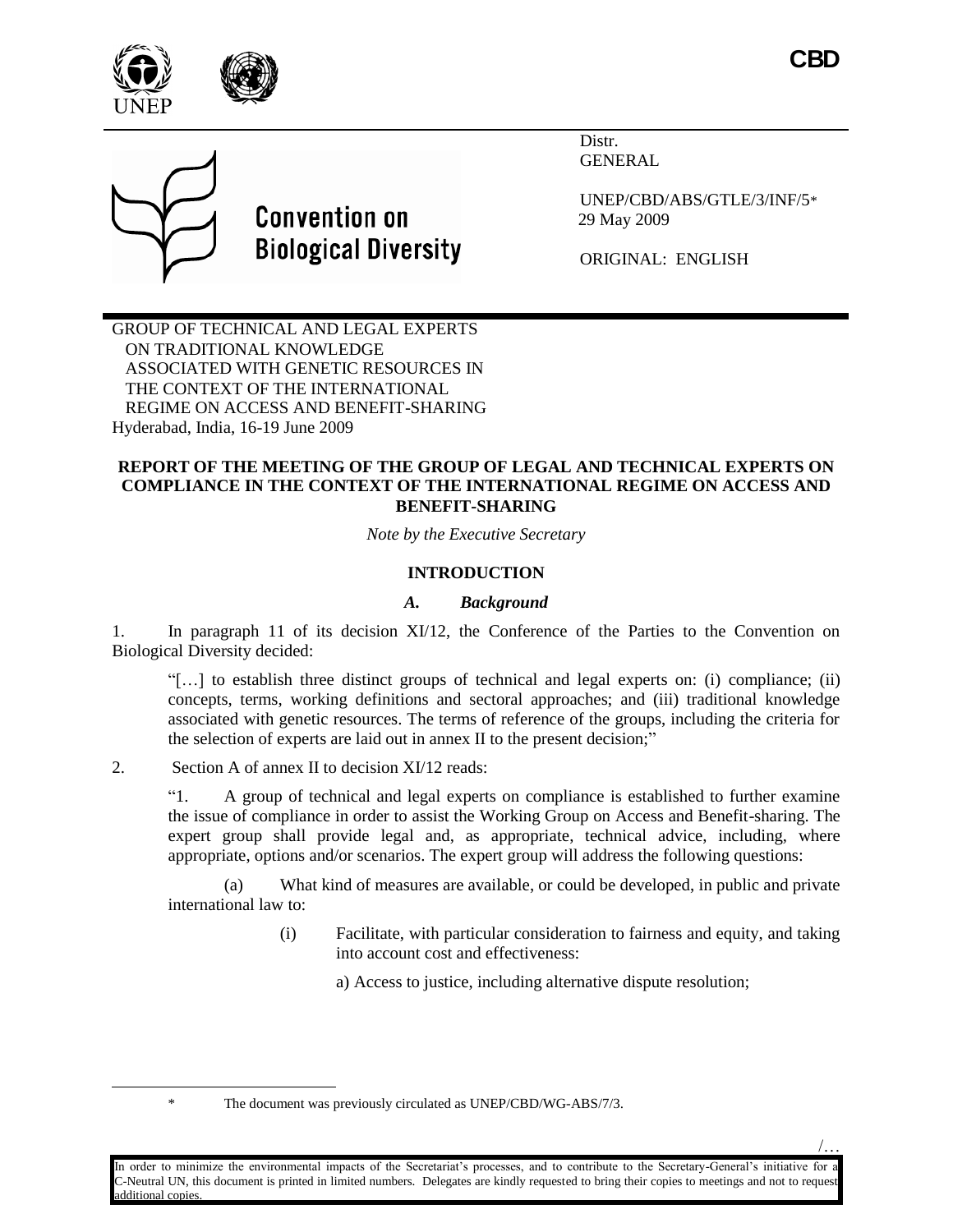CBD

UNEP

Convention on Biological Diversity

Distr.
GENERAL

UNEP/CBD/ABS/GTLE/3/INF/5*
29 May 2009

ORIGINAL: ENGLISH

GROUP OF TECHNICAL AND LEGAL EXPERTS ON TRADITIONAL KNOWLEDGE ASSOCIATED WITH GENETIC RESOURCES IN THE CONTEXT OF THE INTERNATIONAL REGIME ON ACCESS AND BENEFIT-SHARING
Hyderabad, India, 16-19 June 2009

**REPORT OF THE MEETING OF THE GROUP OF LEGAL AND TECHNICAL EXPERTS ON COMPLIANCE IN THE CONTEXT OF THE INTERNATIONAL REGIME ON ACCESS AND BENEFIT-SHARING**

*Note by the Executive Secretary*

## INTRODUCTION

### *A. Background*

1. In paragraph 11 of its decision XI/12, the Conference of the Parties to the Convention on Biological Diversity decided:

> "[…] to establish three distinct groups of technical and legal experts on: (i) compliance; (ii) concepts, terms, working definitions and sectoral approaches; and (iii) traditional knowledge associated with genetic resources. The terms of reference of the groups, including the criteria for the selection of experts are laid out in annex II to the present decision;"

2. Section A of annex II to decision XI/12 reads:

> "1. A group of technical and legal experts on compliance is established to further examine the issue of compliance in order to assist the Working Group on Access and Benefit-sharing. The expert group shall provide legal and, as appropriate, technical advice, including, where appropriate, options and/or scenarios. The expert group will address the following questions:
>
> (a) What kind of measures are available, or could be developed, in public and private international law to:
>
> (i) Facilitate, with particular consideration to fairness and equity, and taking into account cost and effectiveness:
>
> a) Access to justice, including alternative dispute resolution;

\* The document was previously circulated as UNEP/CBD/WG-ABS/7/3.

In order to minimize the environmental impacts of the Secretariat's processes, and to contribute to the Secretary-General's initiative for a C-Neutral UN, this document is printed in limited numbers. Delegates are kindly requested to bring their copies to meetings and not to request additional copies.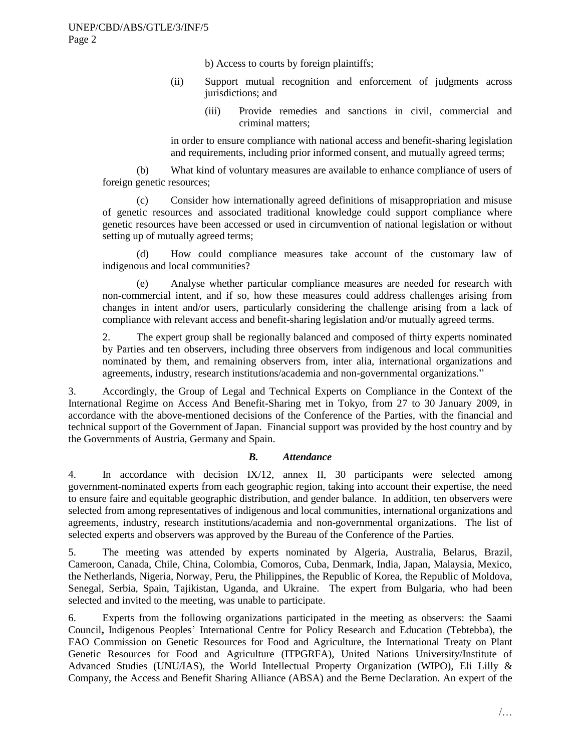b) Access to courts by foreign plaintiffs;

(ii) Support mutual recognition and enforcement of judgments across jurisdictions; and

(iii) Provide remedies and sanctions in civil, commercial and criminal matters;

in order to ensure compliance with national access and benefit-sharing legislation and requirements, including prior informed consent, and mutually agreed terms;

(b) What kind of voluntary measures are available to enhance compliance of users of foreign genetic resources;

(c) Consider how internationally agreed definitions of misappropriation and misuse of genetic resources and associated traditional knowledge could support compliance where genetic resources have been accessed or used in circumvention of national legislation or without setting up of mutually agreed terms;

(d) How could compliance measures take account of the customary law of indigenous and local communities?

(e) Analyse whether particular compliance measures are needed for research with non-commercial intent, and if so, how these measures could address challenges arising from changes in intent and/or users, particularly considering the challenge arising from a lack of compliance with relevant access and benefit-sharing legislation and/or mutually agreed terms.

2. The expert group shall be regionally balanced and composed of thirty experts nominated by Parties and ten observers, including three observers from indigenous and local communities nominated by them, and remaining observers from, inter alia, international organizations and agreements, industry, research institutions/academia and non-governmental organizations."

3. Accordingly, the Group of Legal and Technical Experts on Compliance in the Context of the International Regime on Access And Benefit-Sharing met in Tokyo, from 27 to 30 January 2009, in accordance with the above-mentioned decisions of the Conference of the Parties, with the financial and technical support of the Government of Japan. Financial support was provided by the host country and by the Governments of Austria, Germany and Spain.

### *B. Attendance*

4. In accordance with decision IX/12, annex II, 30 participants were selected among government-nominated experts from each geographic region, taking into account their expertise, the need to ensure faire and equitable geographic distribution, and gender balance. In addition, ten observers were selected from among representatives of indigenous and local communities, international organizations and agreements, industry, research institutions/academia and non-governmental organizations. The list of selected experts and observers was approved by the Bureau of the Conference of the Parties.

5. The meeting was attended by experts nominated by Algeria, Australia, Belarus, Brazil, Cameroon, Canada, Chile, China, Colombia, Comoros, Cuba, Denmark, India, Japan, Malaysia, Mexico, the Netherlands, Nigeria, Norway, Peru, the Philippines, the Republic of Korea, the Republic of Moldova, Senegal, Serbia, Spain, Tajikistan, Uganda, and Ukraine. The expert from Bulgaria, who had been selected and invited to the meeting, was unable to participate.

6. Experts from the following organizations participated in the meeting as observers: the Saami Council**,** Indigenous Peoples' International Centre for Policy Research and Education (Tebtebba), the FAO Commission on Genetic Resources for Food and Agriculture, the International Treaty on Plant Genetic Resources for Food and Agriculture (ITPGRFA), United Nations University/Institute of Advanced Studies (UNU/IAS), the World Intellectual Property Organization (WIPO), Eli Lilly & Company, the Access and Benefit Sharing Alliance (ABSA) and the Berne Declaration. An expert of the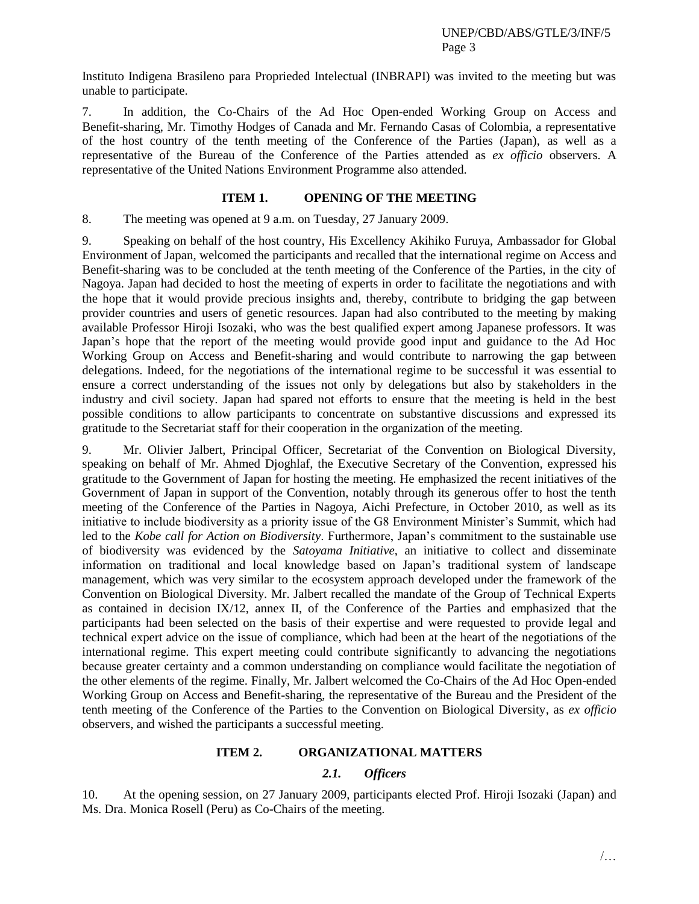Instituto Indigena Brasileno para Proprieded Intelectual (INBRAPI) was invited to the meeting but was unable to participate.

7. In addition, the Co-Chairs of the Ad Hoc Open-ended Working Group on Access and Benefit-sharing, Mr. Timothy Hodges of Canada and Mr. Fernando Casas of Colombia, a representative of the host country of the tenth meeting of the Conference of the Parties (Japan), as well as a representative of the Bureau of the Conference of the Parties attended as *ex officio* observers. A representative of the United Nations Environment Programme also attended.

## ITEM 1. OPENING OF THE MEETING

8. The meeting was opened at 9 a.m. on Tuesday, 27 January 2009.

9. Speaking on behalf of the host country, His Excellency Akihiko Furuya, Ambassador for Global Environment of Japan, welcomed the participants and recalled that the international regime on Access and Benefit-sharing was to be concluded at the tenth meeting of the Conference of the Parties, in the city of Nagoya. Japan had decided to host the meeting of experts in order to facilitate the negotiations and with the hope that it would provide precious insights and, thereby, contribute to bridging the gap between provider countries and users of genetic resources. Japan had also contributed to the meeting by making available Professor Hiroji Isozaki, who was the best qualified expert among Japanese professors. It was Japan's hope that the report of the meeting would provide good input and guidance to the Ad Hoc Working Group on Access and Benefit-sharing and would contribute to narrowing the gap between delegations. Indeed, for the negotiations of the international regime to be successful it was essential to ensure a correct understanding of the issues not only by delegations but also by stakeholders in the industry and civil society. Japan had spared not efforts to ensure that the meeting is held in the best possible conditions to allow participants to concentrate on substantive discussions and expressed its gratitude to the Secretariat staff for their cooperation in the organization of the meeting.

9. Mr. Olivier Jalbert, Principal Officer, Secretariat of the Convention on Biological Diversity, speaking on behalf of Mr. Ahmed Djoghlaf, the Executive Secretary of the Convention, expressed his gratitude to the Government of Japan for hosting the meeting. He emphasized the recent initiatives of the Government of Japan in support of the Convention, notably through its generous offer to host the tenth meeting of the Conference of the Parties in Nagoya, Aichi Prefecture, in October 2010, as well as its initiative to include biodiversity as a priority issue of the G8 Environment Minister's Summit, which had led to the *Kobe call for Action on Biodiversity*. Furthermore, Japan's commitment to the sustainable use of biodiversity was evidenced by the *Satoyama Initiative*, an initiative to collect and disseminate information on traditional and local knowledge based on Japan's traditional system of landscape management, which was very similar to the ecosystem approach developed under the framework of the Convention on Biological Diversity. Mr. Jalbert recalled the mandate of the Group of Technical Experts as contained in decision IX/12, annex II, of the Conference of the Parties and emphasized that the participants had been selected on the basis of their expertise and were requested to provide legal and technical expert advice on the issue of compliance, which had been at the heart of the negotiations of the international regime. This expert meeting could contribute significantly to advancing the negotiations because greater certainty and a common understanding on compliance would facilitate the negotiation of the other elements of the regime. Finally, Mr. Jalbert welcomed the Co-Chairs of the Ad Hoc Open-ended Working Group on Access and Benefit-sharing, the representative of the Bureau and the President of the tenth meeting of the Conference of the Parties to the Convention on Biological Diversity, as *ex officio* observers, and wished the participants a successful meeting.

## ITEM 2. ORGANIZATIONAL MATTERS

### *2.1. Officers*

10. At the opening session, on 27 January 2009, participants elected Prof. Hiroji Isozaki (Japan) and Ms. Dra. Monica Rosell (Peru) as Co-Chairs of the meeting.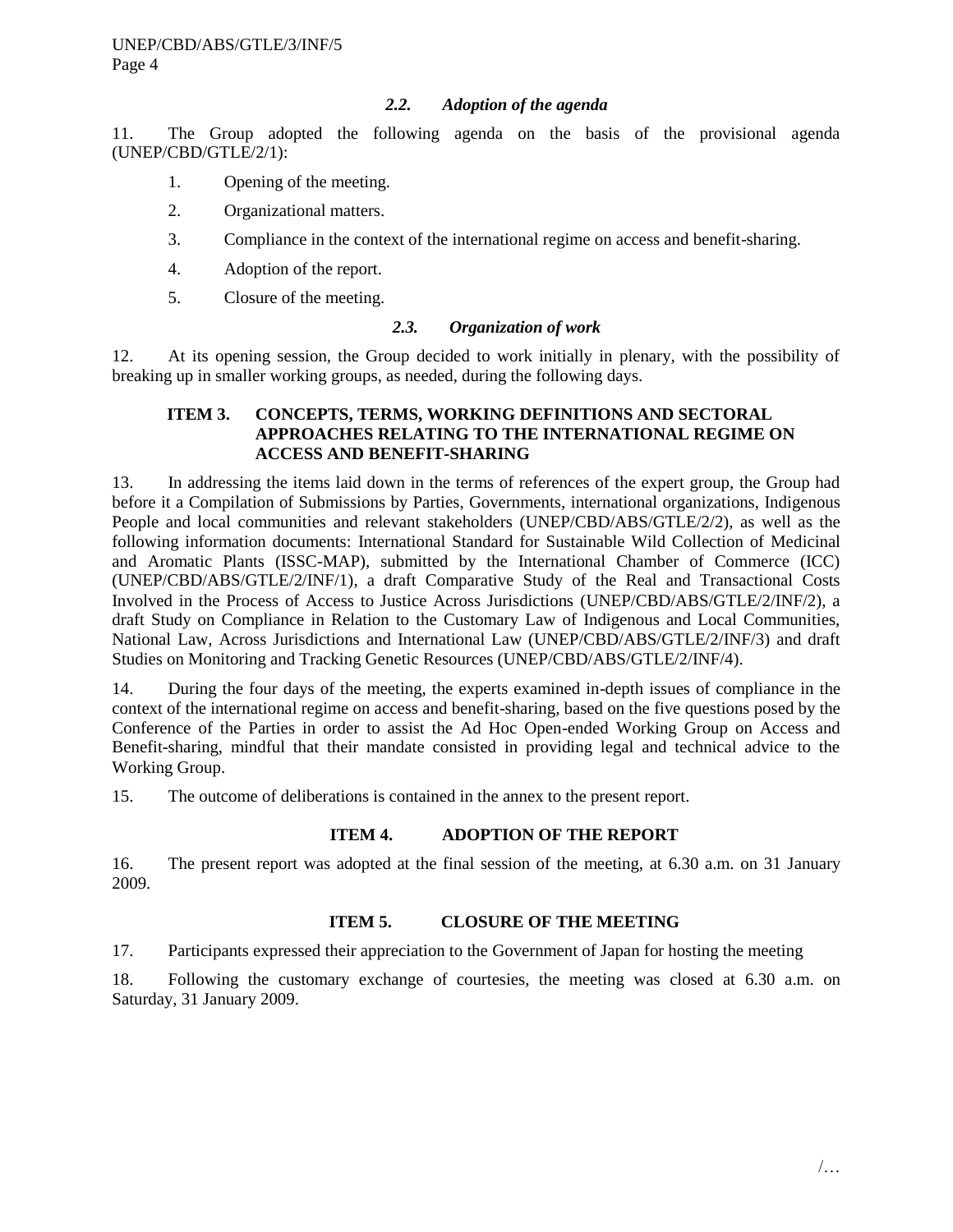### *2.2. Adoption of the agenda*

11. The Group adopted the following agenda on the basis of the provisional agenda (UNEP/CBD/GTLE/2/1):

1. Opening of the meeting.
2. Organizational matters.
3. Compliance in the context of the international regime on access and benefit-sharing.
4. Adoption of the report.
5. Closure of the meeting.

### *2.3. Organization of work*

12. At its opening session, the Group decided to work initially in plenary, with the possibility of breaking up in smaller working groups, as needed, during the following days.

## ITEM 3. CONCEPTS, TERMS, WORKING DEFINITIONS AND SECTORAL APPROACHES RELATING TO THE INTERNATIONAL REGIME ON ACCESS AND BENEFIT-SHARING

13. In addressing the items laid down in the terms of references of the expert group, the Group had before it a Compilation of Submissions by Parties, Governments, international organizations, Indigenous People and local communities and relevant stakeholders (UNEP/CBD/ABS/GTLE/2/2), as well as the following information documents: International Standard for Sustainable Wild Collection of Medicinal and Aromatic Plants (ISSC-MAP), submitted by the International Chamber of Commerce (ICC) (UNEP/CBD/ABS/GTLE/2/INF/1), a draft Comparative Study of the Real and Transactional Costs Involved in the Process of Access to Justice Across Jurisdictions (UNEP/CBD/ABS/GTLE/2/INF/2), a draft Study on Compliance in Relation to the Customary Law of Indigenous and Local Communities, National Law, Across Jurisdictions and International Law (UNEP/CBD/ABS/GTLE/2/INF/3) and draft Studies on Monitoring and Tracking Genetic Resources (UNEP/CBD/ABS/GTLE/2/INF/4).

14. During the four days of the meeting, the experts examined in-depth issues of compliance in the context of the international regime on access and benefit-sharing, based on the five questions posed by the Conference of the Parties in order to assist the Ad Hoc Open-ended Working Group on Access and Benefit-sharing, mindful that their mandate consisted in providing legal and technical advice to the Working Group.

15. The outcome of deliberations is contained in the annex to the present report.

## ITEM 4. ADOPTION OF THE REPORT

16. The present report was adopted at the final session of the meeting, at 6.30 a.m. on 31 January 2009.

## ITEM 5. CLOSURE OF THE MEETING

17. Participants expressed their appreciation to the Government of Japan for hosting the meeting

18. Following the customary exchange of courtesies, the meeting was closed at 6.30 a.m. on Saturday, 31 January 2009.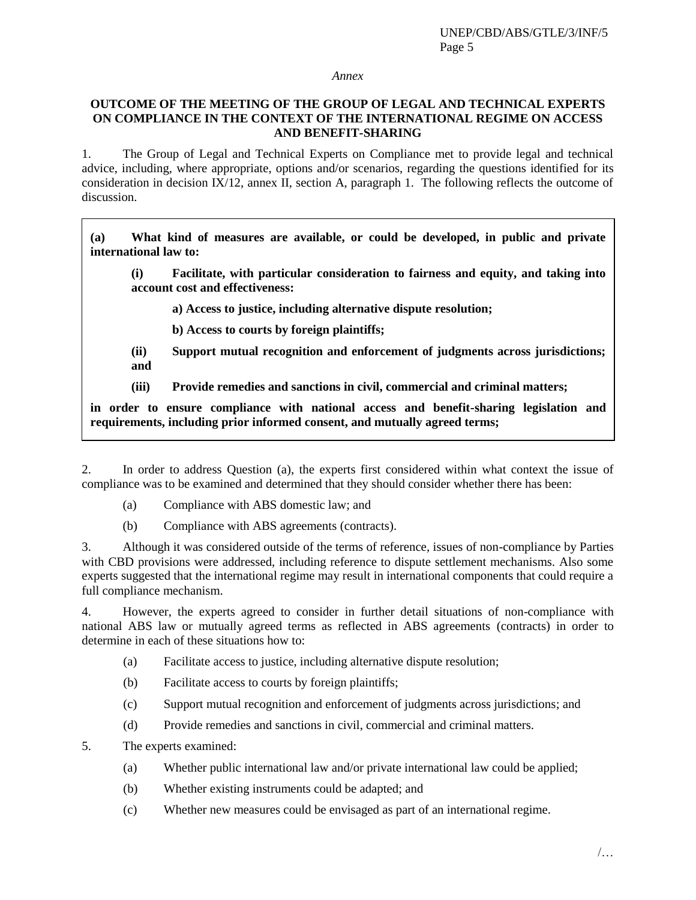*Annex*

**OUTCOME OF THE MEETING OF THE GROUP OF LEGAL AND TECHNICAL EXPERTS ON COMPLIANCE IN THE CONTEXT OF THE INTERNATIONAL REGIME ON ACCESS AND BENEFIT-SHARING**

1. The Group of Legal and Technical Experts on Compliance met to provide legal and technical advice, including, where appropriate, options and/or scenarios, regarding the questions identified for its consideration in decision IX/12, annex II, section A, paragraph 1. The following reflects the outcome of discussion.

> **(a) What kind of measures are available, or could be developed, in public and private international law to:**
>
> **(i) Facilitate, with particular consideration to fairness and equity, and taking into account cost and effectiveness:**
>
> **a) Access to justice, including alternative dispute resolution;**
>
> **b) Access to courts by foreign plaintiffs;**
>
> **(ii) Support mutual recognition and enforcement of judgments across jurisdictions; and**
>
> **(iii) Provide remedies and sanctions in civil, commercial and criminal matters;**
>
> **in order to ensure compliance with national access and benefit-sharing legislation and requirements, including prior informed consent, and mutually agreed terms;**

2. In order to address Question (a), the experts first considered within what context the issue of compliance was to be examined and determined that they should consider whether there has been:

(a) Compliance with ABS domestic law; and

(b) Compliance with ABS agreements (contracts).

3. Although it was considered outside of the terms of reference, issues of non-compliance by Parties with CBD provisions were addressed, including reference to dispute settlement mechanisms. Also some experts suggested that the international regime may result in international components that could require a full compliance mechanism.

4. However, the experts agreed to consider in further detail situations of non-compliance with national ABS law or mutually agreed terms as reflected in ABS agreements (contracts) in order to determine in each of these situations how to:

(a) Facilitate access to justice, including alternative dispute resolution;

(b) Facilitate access to courts by foreign plaintiffs;

(c) Support mutual recognition and enforcement of judgments across jurisdictions; and

(d) Provide remedies and sanctions in civil, commercial and criminal matters.

5. The experts examined:

(a) Whether public international law and/or private international law could be applied;

(b) Whether existing instruments could be adapted; and

(c) Whether new measures could be envisaged as part of an international regime.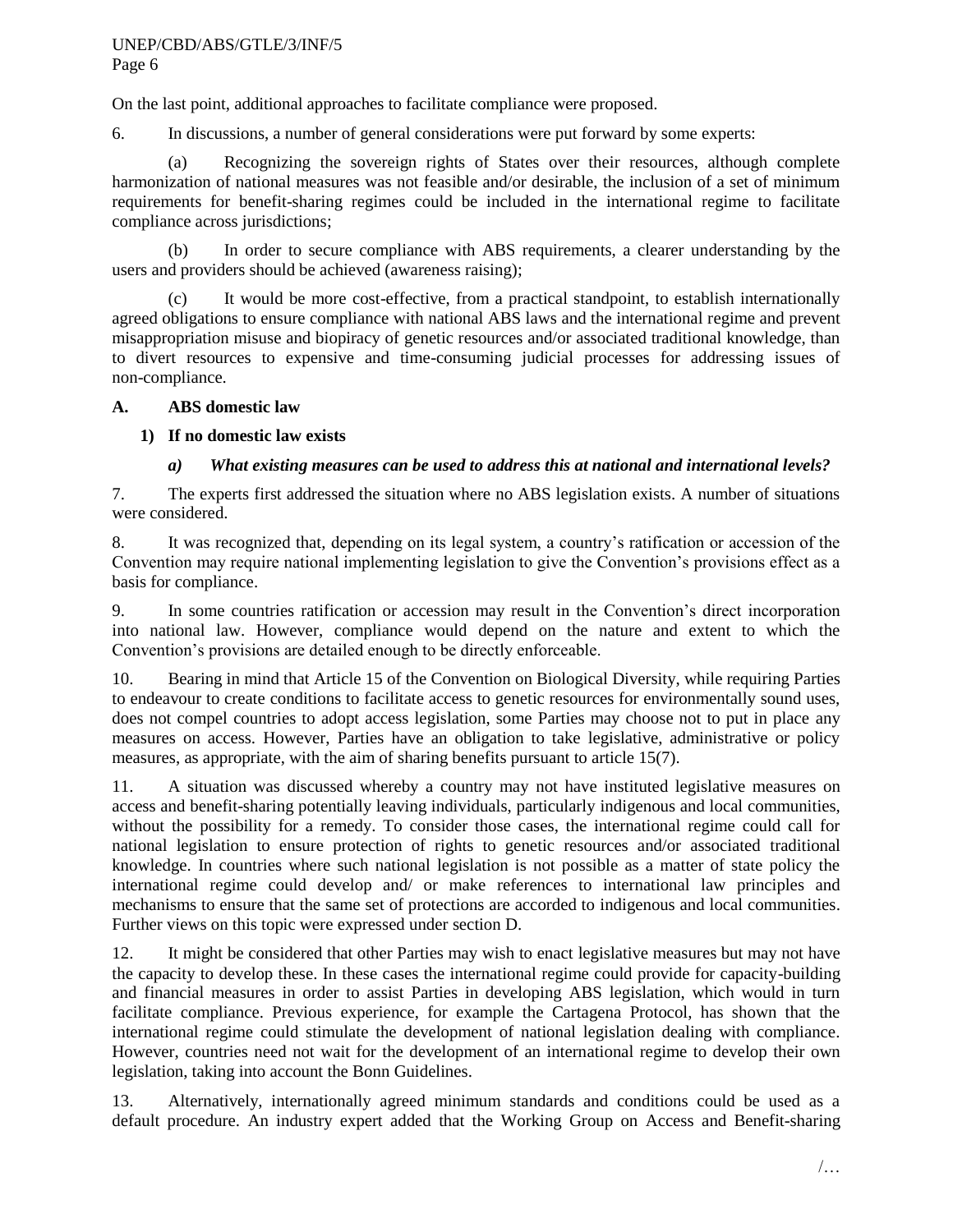On the last point, additional approaches to facilitate compliance were proposed.

6. In discussions, a number of general considerations were put forward by some experts:

(a) Recognizing the sovereign rights of States over their resources, although complete harmonization of national measures was not feasible and/or desirable, the inclusion of a set of minimum requirements for benefit-sharing regimes could be included in the international regime to facilitate compliance across jurisdictions;

(b) In order to secure compliance with ABS requirements, a clearer understanding by the users and providers should be achieved (awareness raising);

(c) It would be more cost-effective, from a practical standpoint, to establish internationally agreed obligations to ensure compliance with national ABS laws and the international regime and prevent misappropriation misuse and biopiracy of genetic resources and/or associated traditional knowledge, than to divert resources to expensive and time-consuming judicial processes for addressing issues of non-compliance.

### A. ABS domestic law

#### 1) If no domestic law exists

##### *a) What existing measures can be used to address this at national and international levels?*

7. The experts first addressed the situation where no ABS legislation exists. A number of situations were considered.

8. It was recognized that, depending on its legal system, a country's ratification or accession of the Convention may require national implementing legislation to give the Convention's provisions effect as a basis for compliance.

9. In some countries ratification or accession may result in the Convention's direct incorporation into national law. However, compliance would depend on the nature and extent to which the Convention's provisions are detailed enough to be directly enforceable.

10. Bearing in mind that Article 15 of the Convention on Biological Diversity, while requiring Parties to endeavour to create conditions to facilitate access to genetic resources for environmentally sound uses, does not compel countries to adopt access legislation, some Parties may choose not to put in place any measures on access. However, Parties have an obligation to take legislative, administrative or policy measures, as appropriate, with the aim of sharing benefits pursuant to article 15(7).

11. A situation was discussed whereby a country may not have instituted legislative measures on access and benefit-sharing potentially leaving individuals, particularly indigenous and local communities, without the possibility for a remedy. To consider those cases, the international regime could call for national legislation to ensure protection of rights to genetic resources and/or associated traditional knowledge. In countries where such national legislation is not possible as a matter of state policy the international regime could develop and/ or make references to international law principles and mechanisms to ensure that the same set of protections are accorded to indigenous and local communities. Further views on this topic were expressed under section D.

12. It might be considered that other Parties may wish to enact legislative measures but may not have the capacity to develop these. In these cases the international regime could provide for capacity-building and financial measures in order to assist Parties in developing ABS legislation, which would in turn facilitate compliance. Previous experience, for example the Cartagena Protocol, has shown that the international regime could stimulate the development of national legislation dealing with compliance. However, countries need not wait for the development of an international regime to develop their own legislation, taking into account the Bonn Guidelines.

13. Alternatively, internationally agreed minimum standards and conditions could be used as a default procedure. An industry expert added that the Working Group on Access and Benefit-sharing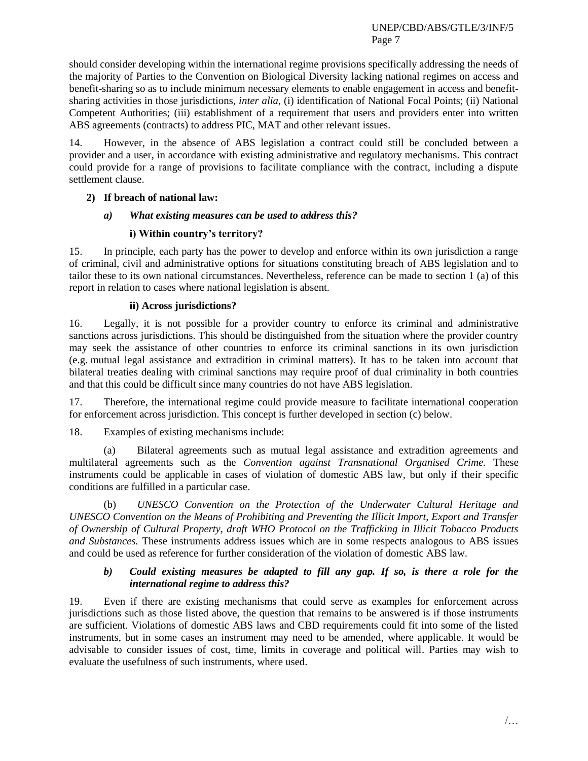should consider developing within the international regime provisions specifically addressing the needs of the majority of Parties to the Convention on Biological Diversity lacking national regimes on access and benefit-sharing so as to include minimum necessary elements to enable engagement in access and benefit-sharing activities in those jurisdictions, *inter alia*, (i) identification of National Focal Points; (ii) National Competent Authorities; (iii) establishment of a requirement that users and providers enter into written ABS agreements (contracts) to address PIC, MAT and other relevant issues.

14. However, in the absence of ABS legislation a contract could still be concluded between a provider and a user, in accordance with existing administrative and regulatory mechanisms. This contract could provide for a range of provisions to facilitate compliance with the contract, including a dispute settlement clause.

**2) If breach of national law:**

***a) What existing measures can be used to address this?***

**i) Within country's territory?**

15. In principle, each party has the power to develop and enforce within its own jurisdiction a range of criminal, civil and administrative options for situations constituting breach of ABS legislation and to tailor these to its own national circumstances. Nevertheless, reference can be made to section 1 (a) of this report in relation to cases where national legislation is absent.

**ii) Across jurisdictions?**

16. Legally, it is not possible for a provider country to enforce its criminal and administrative sanctions across jurisdictions. This should be distinguished from the situation where the provider country may seek the assistance of other countries to enforce its criminal sanctions in its own jurisdiction (e.g. mutual legal assistance and extradition in criminal matters). It has to be taken into account that bilateral treaties dealing with criminal sanctions may require proof of dual criminality in both countries and that this could be difficult since many countries do not have ABS legislation.

17. Therefore, the international regime could provide measure to facilitate international cooperation for enforcement across jurisdiction. This concept is further developed in section (c) below.

18. Examples of existing mechanisms include:

(a) Bilateral agreements such as mutual legal assistance and extradition agreements and multilateral agreements such as the *Convention against Transnational Organised Crime.* These instruments could be applicable in cases of violation of domestic ABS law, but only if their specific conditions are fulfilled in a particular case.

(b) *UNESCO Convention on the Protection of the Underwater Cultural Heritage and UNESCO Convention on the Means of Prohibiting and Preventing the Illicit Import, Export and Transfer of Ownership of Cultural Property, draft WHO Protocol on the Trafficking in Illicit Tobacco Products and Substances.* These instruments address issues which are in some respects analogous to ABS issues and could be used as reference for further consideration of the violation of domestic ABS law.

***b) Could existing measures be adapted to fill any gap. If so, is there a role for the international regime to address this?***

19. Even if there are existing mechanisms that could serve as examples for enforcement across jurisdictions such as those listed above, the question that remains to be answered is if those instruments are sufficient. Violations of domestic ABS laws and CBD requirements could fit into some of the listed instruments, but in some cases an instrument may need to be amended, where applicable. It would be advisable to consider issues of cost, time, limits in coverage and political will. Parties may wish to evaluate the usefulness of such instruments, where used.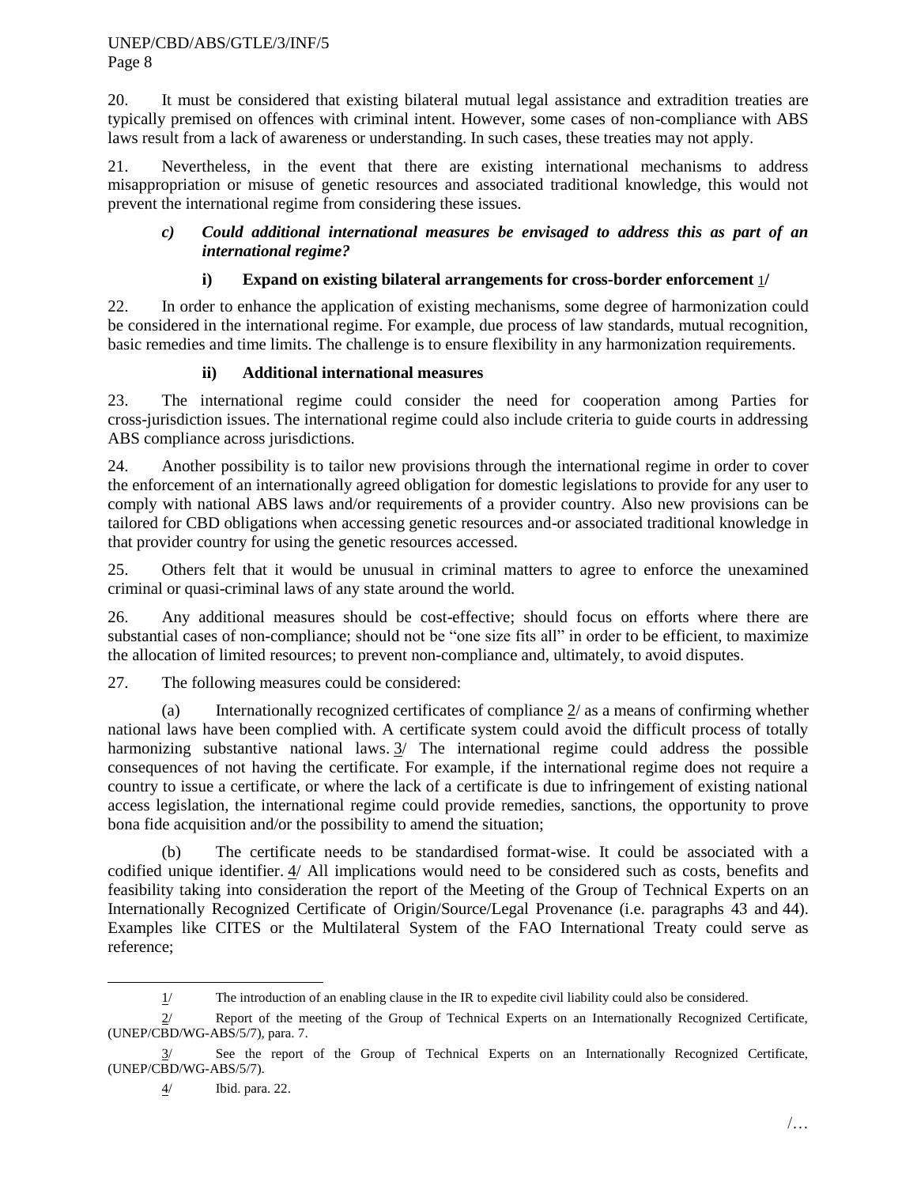20. It must be considered that existing bilateral mutual legal assistance and extradition treaties are typically premised on offences with criminal intent. However, some cases of non-compliance with ABS laws result from a lack of awareness or understanding. In such cases, these treaties may not apply.

21. Nevertheless, in the event that there are existing international mechanisms to address misappropriation or misuse of genetic resources and associated traditional knowledge, this would not prevent the international regime from considering these issues.

### *c) Could additional international measures be envisaged to address this as part of an international regime?*

#### i) Expand on existing bilateral arrangements for cross-border enforcement 1/

22. In order to enhance the application of existing mechanisms, some degree of harmonization could be considered in the international regime. For example, due process of law standards, mutual recognition, basic remedies and time limits. The challenge is to ensure flexibility in any harmonization requirements.

#### ii) Additional international measures

23. The international regime could consider the need for cooperation among Parties for cross-jurisdiction issues. The international regime could also include criteria to guide courts in addressing ABS compliance across jurisdictions.

24. Another possibility is to tailor new provisions through the international regime in order to cover the enforcement of an internationally agreed obligation for domestic legislations to provide for any user to comply with national ABS laws and/or requirements of a provider country. Also new provisions can be tailored for CBD obligations when accessing genetic resources and-or associated traditional knowledge in that provider country for using the genetic resources accessed.

25. Others felt that it would be unusual in criminal matters to agree to enforce the unexamined criminal or quasi-criminal laws of any state around the world.

26. Any additional measures should be cost-effective; should focus on efforts where there are substantial cases of non-compliance; should not be "one size fits all" in order to be efficient, to maximize the allocation of limited resources; to prevent non-compliance and, ultimately, to avoid disputes.

27. The following measures could be considered:

(a) Internationally recognized certificates of compliance 2/ as a means of confirming whether national laws have been complied with. A certificate system could avoid the difficult process of totally harmonizing substantive national laws. 3/ The international regime could address the possible consequences of not having the certificate. For example, if the international regime does not require a country to issue a certificate, or where the lack of a certificate is due to infringement of existing national access legislation, the international regime could provide remedies, sanctions, the opportunity to prove bona fide acquisition and/or the possibility to amend the situation;

(b) The certificate needs to be standardised format-wise. It could be associated with a codified unique identifier. 4/ All implications would need to be considered such as costs, benefits and feasibility taking into consideration the report of the Meeting of the Group of Technical Experts on an Internationally Recognized Certificate of Origin/Source/Legal Provenance (i.e. paragraphs 43 and 44). Examples like CITES or the Multilateral System of the FAO International Treaty could serve as reference;

---

1/ The introduction of an enabling clause in the IR to expedite civil liability could also be considered.

2/ Report of the meeting of the Group of Technical Experts on an Internationally Recognized Certificate, (UNEP/CBD/WG-ABS/5/7), para. 7.

3/ See the report of the Group of Technical Experts on an Internationally Recognized Certificate, (UNEP/CBD/WG-ABS/5/7).

4/ Ibid. para. 22.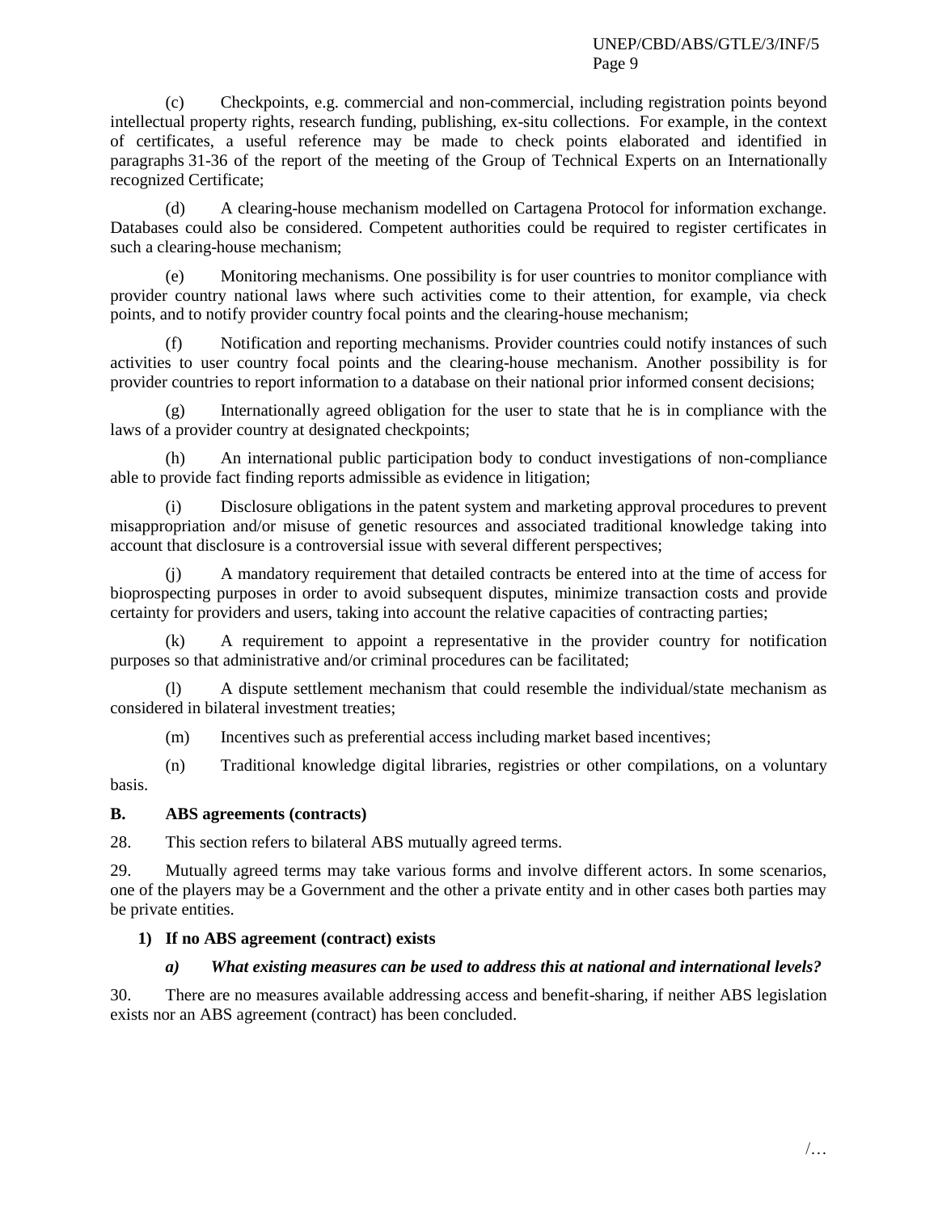(c) Checkpoints, e.g. commercial and non-commercial, including registration points beyond intellectual property rights, research funding, publishing, ex-situ collections. For example, in the context of certificates, a useful reference may be made to check points elaborated and identified in paragraphs 31-36 of the report of the meeting of the Group of Technical Experts on an Internationally recognized Certificate;

(d) A clearing-house mechanism modelled on Cartagena Protocol for information exchange. Databases could also be considered. Competent authorities could be required to register certificates in such a clearing-house mechanism;

(e) Monitoring mechanisms. One possibility is for user countries to monitor compliance with provider country national laws where such activities come to their attention, for example, via check points, and to notify provider country focal points and the clearing-house mechanism;

(f) Notification and reporting mechanisms. Provider countries could notify instances of such activities to user country focal points and the clearing-house mechanism. Another possibility is for provider countries to report information to a database on their national prior informed consent decisions;

(g) Internationally agreed obligation for the user to state that he is in compliance with the laws of a provider country at designated checkpoints;

(h) An international public participation body to conduct investigations of non-compliance able to provide fact finding reports admissible as evidence in litigation;

(i) Disclosure obligations in the patent system and marketing approval procedures to prevent misappropriation and/or misuse of genetic resources and associated traditional knowledge taking into account that disclosure is a controversial issue with several different perspectives;

(j) A mandatory requirement that detailed contracts be entered into at the time of access for bioprospecting purposes in order to avoid subsequent disputes, minimize transaction costs and provide certainty for providers and users, taking into account the relative capacities of contracting parties;

(k) A requirement to appoint a representative in the provider country for notification purposes so that administrative and/or criminal procedures can be facilitated;

(l) A dispute settlement mechanism that could resemble the individual/state mechanism as considered in bilateral investment treaties;

(m) Incentives such as preferential access including market based incentives;

(n) Traditional knowledge digital libraries, registries or other compilations, on a voluntary basis.

### B. ABS agreements (contracts)

28. This section refers to bilateral ABS mutually agreed terms.

29. Mutually agreed terms may take various forms and involve different actors. In some scenarios, one of the players may be a Government and the other a private entity and in other cases both parties may be private entities.

#### 1) If no ABS agreement (contract) exists

##### *a) What existing measures can be used to address this at national and international levels?*

30. There are no measures available addressing access and benefit-sharing, if neither ABS legislation exists nor an ABS agreement (contract) has been concluded.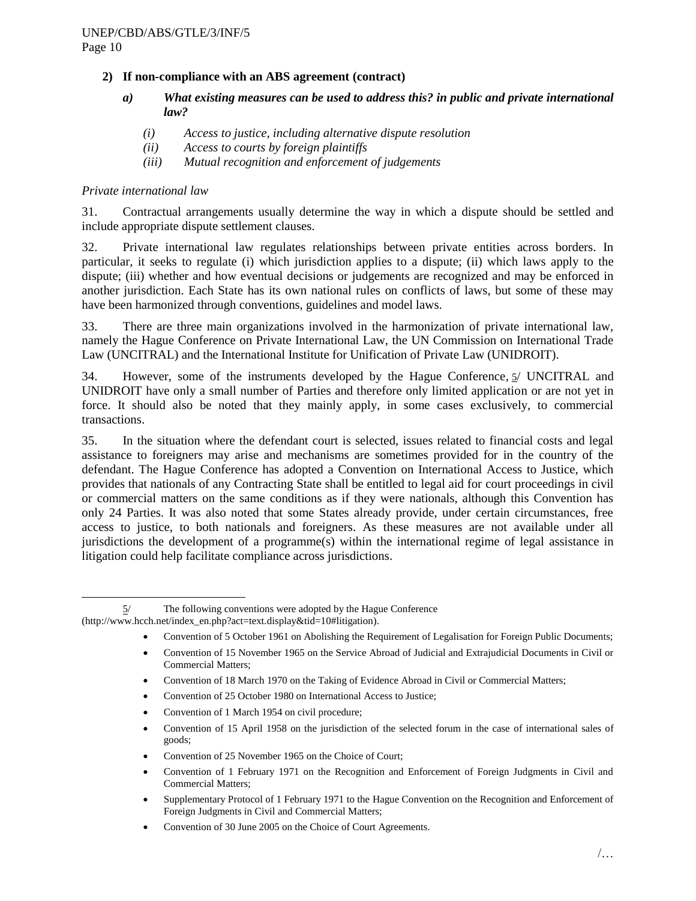**2) If non-compliance with an ABS agreement (contract)**

***a) What existing measures can be used to address this? in public and private international law?***

*(i) Access to justice, including alternative dispute resolution*

*(ii) Access to courts by foreign plaintiffs*

*(iii) Mutual recognition and enforcement of judgements*

*Private international law*

31. Contractual arrangements usually determine the way in which a dispute should be settled and include appropriate dispute settlement clauses.

32. Private international law regulates relationships between private entities across borders. In particular, it seeks to regulate (i) which jurisdiction applies to a dispute; (ii) which laws apply to the dispute; (iii) whether and how eventual decisions or judgements are recognized and may be enforced in another jurisdiction. Each State has its own national rules on conflicts of laws, but some of these may have been harmonized through conventions, guidelines and model laws.

33. There are three main organizations involved in the harmonization of private international law, namely the Hague Conference on Private International Law, the UN Commission on International Trade Law (UNCITRAL) and the International Institute for Unification of Private Law (UNIDROIT).

34. However, some of the instruments developed by the Hague Conference, 5/ UNCITRAL and UNIDROIT have only a small number of Parties and therefore only limited application or are not yet in force. It should also be noted that they mainly apply, in some cases exclusively, to commercial transactions.

35. In the situation where the defendant court is selected, issues related to financial costs and legal assistance to foreigners may arise and mechanisms are sometimes provided for in the country of the defendant. The Hague Conference has adopted a Convention on International Access to Justice, which provides that nationals of any Contracting State shall be entitled to legal aid for court proceedings in civil or commercial matters on the same conditions as if they were nationals, although this Convention has only 24 Parties. It was also noted that some States already provide, under certain circumstances, free access to justice, to both nationals and foreigners. As these measures are not available under all jurisdictions the development of a programme(s) within the international regime of legal assistance in litigation could help facilitate compliance across jurisdictions.

---

5/ The following conventions were adopted by the Hague Conference (http://www.hcch.net/index_en.php?act=text.display&tid=10#litigation).

- Convention of 5 October 1961 on Abolishing the Requirement of Legalisation for Foreign Public Documents;
- Convention of 15 November 1965 on the Service Abroad of Judicial and Extrajudicial Documents in Civil or Commercial Matters;
- Convention of 18 March 1970 on the Taking of Evidence Abroad in Civil or Commercial Matters;
- Convention of 25 October 1980 on International Access to Justice;
- Convention of 1 March 1954 on civil procedure;
- Convention of 15 April 1958 on the jurisdiction of the selected forum in the case of international sales of goods;
- Convention of 25 November 1965 on the Choice of Court;
- Convention of 1 February 1971 on the Recognition and Enforcement of Foreign Judgments in Civil and Commercial Matters;
- Supplementary Protocol of 1 February 1971 to the Hague Convention on the Recognition and Enforcement of Foreign Judgments in Civil and Commercial Matters;
- Convention of 30 June 2005 on the Choice of Court Agreements.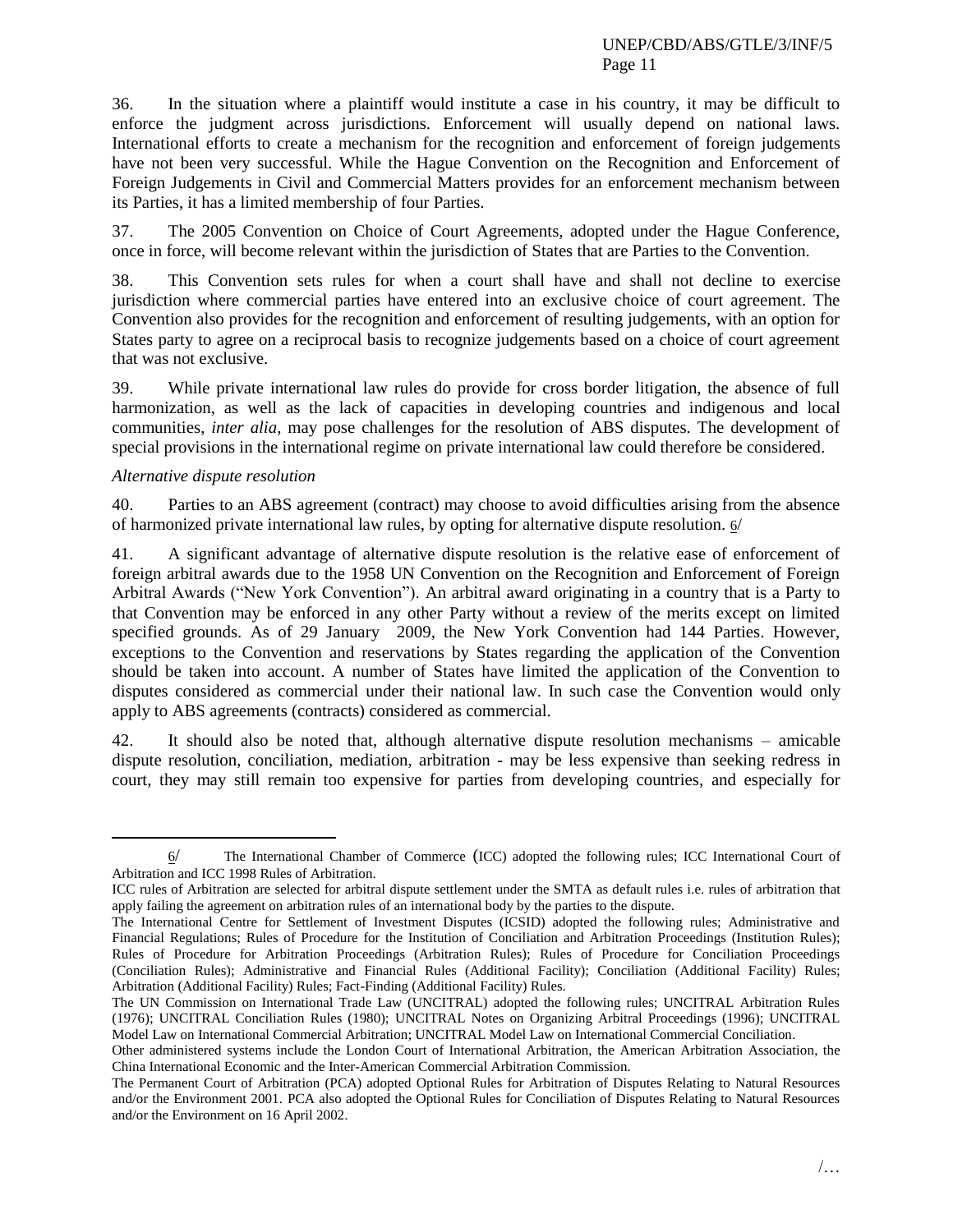36. In the situation where a plaintiff would institute a case in his country, it may be difficult to enforce the judgment across jurisdictions. Enforcement will usually depend on national laws. International efforts to create a mechanism for the recognition and enforcement of foreign judgements have not been very successful. While the Hague Convention on the Recognition and Enforcement of Foreign Judgements in Civil and Commercial Matters provides for an enforcement mechanism between its Parties, it has a limited membership of four Parties.

37. The 2005 Convention on Choice of Court Agreements, adopted under the Hague Conference, once in force, will become relevant within the jurisdiction of States that are Parties to the Convention.

38. This Convention sets rules for when a court shall have and shall not decline to exercise jurisdiction where commercial parties have entered into an exclusive choice of court agreement. The Convention also provides for the recognition and enforcement of resulting judgements, with an option for States party to agree on a reciprocal basis to recognize judgements based on a choice of court agreement that was not exclusive.

39. While private international law rules do provide for cross border litigation, the absence of full harmonization, as well as the lack of capacities in developing countries and indigenous and local communities, *inter alia*, may pose challenges for the resolution of ABS disputes. The development of special provisions in the international regime on private international law could therefore be considered.

*Alternative dispute resolution*

40. Parties to an ABS agreement (contract) may choose to avoid difficulties arising from the absence of harmonized private international law rules, by opting for alternative dispute resolution. 6/

41. A significant advantage of alternative dispute resolution is the relative ease of enforcement of foreign arbitral awards due to the 1958 UN Convention on the Recognition and Enforcement of Foreign Arbitral Awards ("New York Convention"). An arbitral award originating in a country that is a Party to that Convention may be enforced in any other Party without a review of the merits except on limited specified grounds. As of 29 January 2009, the New York Convention had 144 Parties. However, exceptions to the Convention and reservations by States regarding the application of the Convention should be taken into account. A number of States have limited the application of the Convention to disputes considered as commercial under their national law. In such case the Convention would only apply to ABS agreements (contracts) considered as commercial.

42. It should also be noted that, although alternative dispute resolution mechanisms – amicable dispute resolution, conciliation, mediation, arbitration - may be less expensive than seeking redress in court, they may still remain too expensive for parties from developing countries, and especially for

---

6/ The International Chamber of Commerce (ICC) adopted the following rules; ICC International Court of Arbitration and ICC 1998 Rules of Arbitration.

ICC rules of Arbitration are selected for arbitral dispute settlement under the SMTA as default rules i.e. rules of arbitration that apply failing the agreement on arbitration rules of an international body by the parties to the dispute.

The International Centre for Settlement of Investment Disputes (ICSID) adopted the following rules; Administrative and Financial Regulations; Rules of Procedure for the Institution of Conciliation and Arbitration Proceedings (Institution Rules); Rules of Procedure for Arbitration Proceedings (Arbitration Rules); Rules of Procedure for Conciliation Proceedings (Conciliation Rules); Administrative and Financial Rules (Additional Facility); Conciliation (Additional Facility) Rules; Arbitration (Additional Facility) Rules; Fact-Finding (Additional Facility) Rules.

The UN Commission on International Trade Law (UNCITRAL) adopted the following rules; UNCITRAL Arbitration Rules (1976); UNCITRAL Conciliation Rules (1980); UNCITRAL Notes on Organizing Arbitral Proceedings (1996); UNCITRAL Model Law on International Commercial Arbitration; UNCITRAL Model Law on International Commercial Conciliation.

Other administered systems include the London Court of International Arbitration, the American Arbitration Association, the China International Economic and the Inter-American Commercial Arbitration Commission.

The Permanent Court of Arbitration (PCA) adopted Optional Rules for Arbitration of Disputes Relating to Natural Resources and/or the Environment 2001. PCA also adopted the Optional Rules for Conciliation of Disputes Relating to Natural Resources and/or the Environment on 16 April 2002.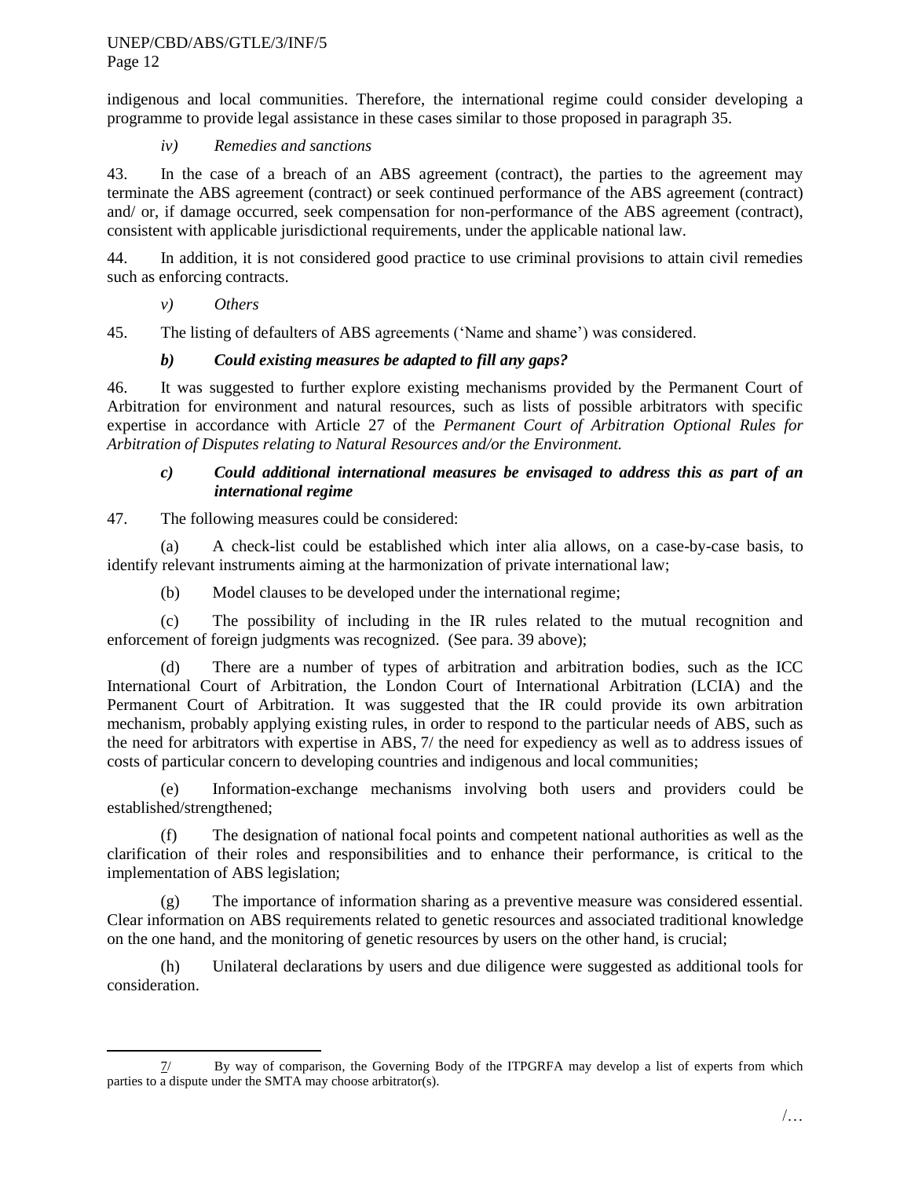indigenous and local communities. Therefore, the international regime could consider developing a programme to provide legal assistance in these cases similar to those proposed in paragraph 35.

*iv) Remedies and sanctions*

43. In the case of a breach of an ABS agreement (contract), the parties to the agreement may terminate the ABS agreement (contract) or seek continued performance of the ABS agreement (contract) and/ or, if damage occurred, seek compensation for non-performance of the ABS agreement (contract), consistent with applicable jurisdictional requirements, under the applicable national law.

44. In addition, it is not considered good practice to use criminal provisions to attain civil remedies such as enforcing contracts.

*v) Others*

45. The listing of defaulters of ABS agreements ('Name and shame') was considered.

***b) Could existing measures be adapted to fill any gaps?***

46. It was suggested to further explore existing mechanisms provided by the Permanent Court of Arbitration for environment and natural resources, such as lists of possible arbitrators with specific expertise in accordance with Article 27 of the *Permanent Court of Arbitration Optional Rules for Arbitration of Disputes relating to Natural Resources and/or the Environment.*

***c) Could additional international measures be envisaged to address this as part of an international regime***

47. The following measures could be considered:

(a) A check-list could be established which inter alia allows, on a case-by-case basis, to identify relevant instruments aiming at the harmonization of private international law;

(b) Model clauses to be developed under the international regime;

(c) The possibility of including in the IR rules related to the mutual recognition and enforcement of foreign judgments was recognized. (See para. 39 above);

(d) There are a number of types of arbitration and arbitration bodies, such as the ICC International Court of Arbitration, the London Court of International Arbitration (LCIA) and the Permanent Court of Arbitration. It was suggested that the IR could provide its own arbitration mechanism, probably applying existing rules, in order to respond to the particular needs of ABS, such as the need for arbitrators with expertise in ABS, 7/ the need for expediency as well as to address issues of costs of particular concern to developing countries and indigenous and local communities;

(e) Information-exchange mechanisms involving both users and providers could be established/strengthened;

(f) The designation of national focal points and competent national authorities as well as the clarification of their roles and responsibilities and to enhance their performance, is critical to the implementation of ABS legislation;

(g) The importance of information sharing as a preventive measure was considered essential. Clear information on ABS requirements related to genetic resources and associated traditional knowledge on the one hand, and the monitoring of genetic resources by users on the other hand, is crucial;

(h) Unilateral declarations by users and due diligence were suggested as additional tools for consideration.

---

7/ By way of comparison, the Governing Body of the ITPGRFA may develop a list of experts from which parties to a dispute under the SMTA may choose arbitrator(s).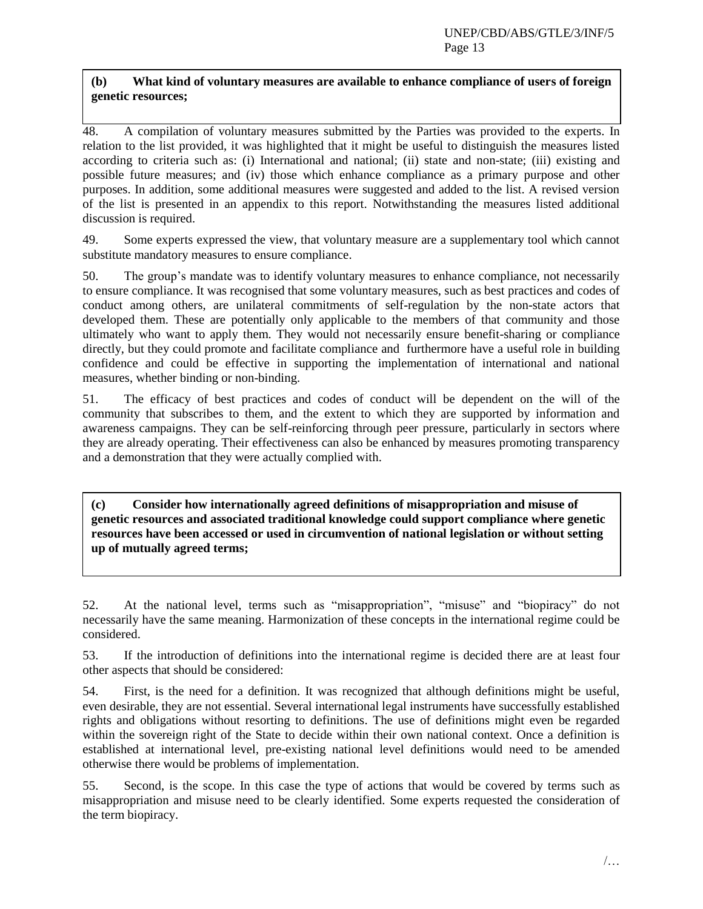**(b) What kind of voluntary measures are available to enhance compliance of users of foreign genetic resources;**

48. A compilation of voluntary measures submitted by the Parties was provided to the experts. In relation to the list provided, it was highlighted that it might be useful to distinguish the measures listed according to criteria such as: (i) International and national; (ii) state and non-state; (iii) existing and possible future measures; and (iv) those which enhance compliance as a primary purpose and other purposes. In addition, some additional measures were suggested and added to the list. A revised version of the list is presented in an appendix to this report. Notwithstanding the measures listed additional discussion is required.

49. Some experts expressed the view, that voluntary measure are a supplementary tool which cannot substitute mandatory measures to ensure compliance.

50. The group's mandate was to identify voluntary measures to enhance compliance, not necessarily to ensure compliance. It was recognised that some voluntary measures, such as best practices and codes of conduct among others, are unilateral commitments of self-regulation by the non-state actors that developed them. These are potentially only applicable to the members of that community and those ultimately who want to apply them. They would not necessarily ensure benefit-sharing or compliance directly, but they could promote and facilitate compliance and furthermore have a useful role in building confidence and could be effective in supporting the implementation of international and national measures, whether binding or non-binding.

51. The efficacy of best practices and codes of conduct will be dependent on the will of the community that subscribes to them, and the extent to which they are supported by information and awareness campaigns. They can be self-reinforcing through peer pressure, particularly in sectors where they are already operating. Their effectiveness can also be enhanced by measures promoting transparency and a demonstration that they were actually complied with.

**(c) Consider how internationally agreed definitions of misappropriation and misuse of genetic resources and associated traditional knowledge could support compliance where genetic resources have been accessed or used in circumvention of national legislation or without setting up of mutually agreed terms;**

52. At the national level, terms such as "misappropriation", "misuse" and "biopiracy" do not necessarily have the same meaning. Harmonization of these concepts in the international regime could be considered.

53. If the introduction of definitions into the international regime is decided there are at least four other aspects that should be considered:

54. First, is the need for a definition. It was recognized that although definitions might be useful, even desirable, they are not essential. Several international legal instruments have successfully established rights and obligations without resorting to definitions. The use of definitions might even be regarded within the sovereign right of the State to decide within their own national context. Once a definition is established at international level, pre-existing national level definitions would need to be amended otherwise there would be problems of implementation.

55. Second, is the scope. In this case the type of actions that would be covered by terms such as misappropriation and misuse need to be clearly identified. Some experts requested the consideration of the term biopiracy.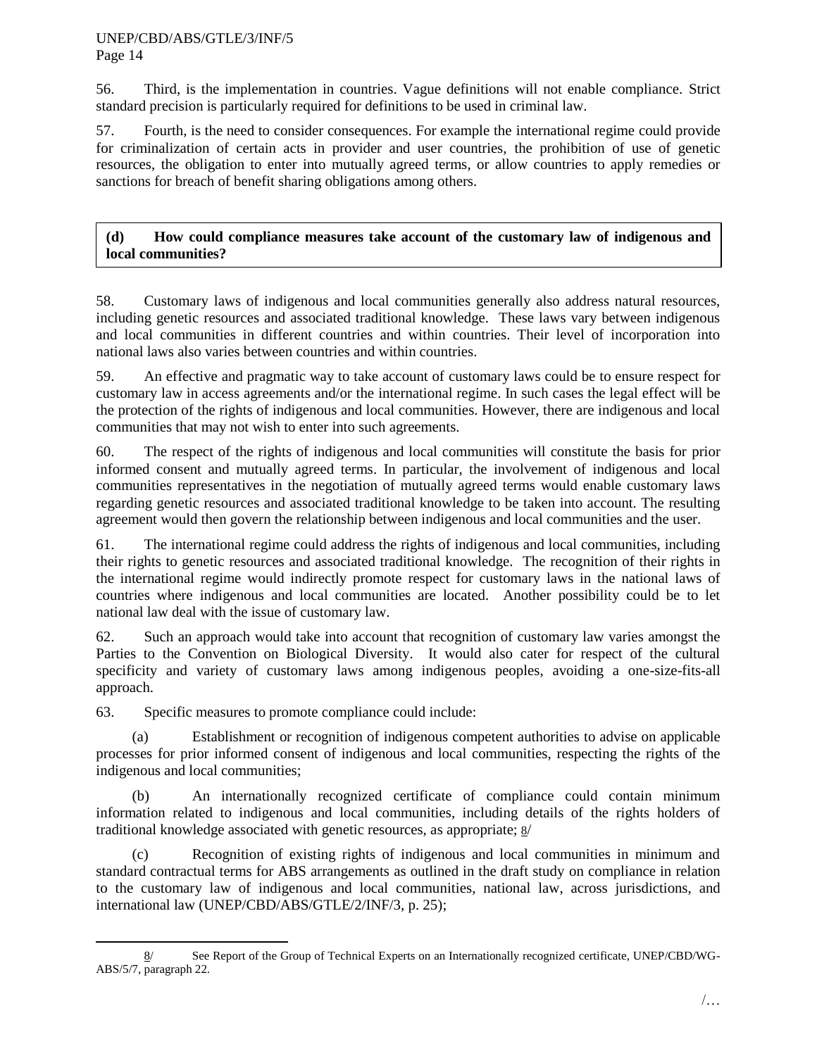56. Third, is the implementation in countries. Vague definitions will not enable compliance. Strict standard precision is particularly required for definitions to be used in criminal law.

57. Fourth, is the need to consider consequences. For example the international regime could provide for criminalization of certain acts in provider and user countries, the prohibition of use of genetic resources, the obligation to enter into mutually agreed terms, or allow countries to apply remedies or sanctions for breach of benefit sharing obligations among others.

**(d) How could compliance measures take account of the customary law of indigenous and local communities?**

58. Customary laws of indigenous and local communities generally also address natural resources, including genetic resources and associated traditional knowledge. These laws vary between indigenous and local communities in different countries and within countries. Their level of incorporation into national laws also varies between countries and within countries.

59. An effective and pragmatic way to take account of customary laws could be to ensure respect for customary law in access agreements and/or the international regime. In such cases the legal effect will be the protection of the rights of indigenous and local communities. However, there are indigenous and local communities that may not wish to enter into such agreements.

60. The respect of the rights of indigenous and local communities will constitute the basis for prior informed consent and mutually agreed terms. In particular, the involvement of indigenous and local communities representatives in the negotiation of mutually agreed terms would enable customary laws regarding genetic resources and associated traditional knowledge to be taken into account. The resulting agreement would then govern the relationship between indigenous and local communities and the user.

61. The international regime could address the rights of indigenous and local communities, including their rights to genetic resources and associated traditional knowledge. The recognition of their rights in the international regime would indirectly promote respect for customary laws in the national laws of countries where indigenous and local communities are located. Another possibility could be to let national law deal with the issue of customary law.

62. Such an approach would take into account that recognition of customary law varies amongst the Parties to the Convention on Biological Diversity. It would also cater for respect of the cultural specificity and variety of customary laws among indigenous peoples, avoiding a one-size-fits-all approach.

63. Specific measures to promote compliance could include:

(a) Establishment or recognition of indigenous competent authorities to advise on applicable processes for prior informed consent of indigenous and local communities, respecting the rights of the indigenous and local communities;

(b) An internationally recognized certificate of compliance could contain minimum information related to indigenous and local communities, including details of the rights holders of traditional knowledge associated with genetic resources, as appropriate; 8/

(c) Recognition of existing rights of indigenous and local communities in minimum and standard contractual terms for ABS arrangements as outlined in the draft study on compliance in relation to the customary law of indigenous and local communities, national law, across jurisdictions, and international law (UNEP/CBD/ABS/GTLE/2/INF/3, p. 25);

---

8/ See Report of the Group of Technical Experts on an Internationally recognized certificate, UNEP/CBD/WG-ABS/5/7, paragraph 22.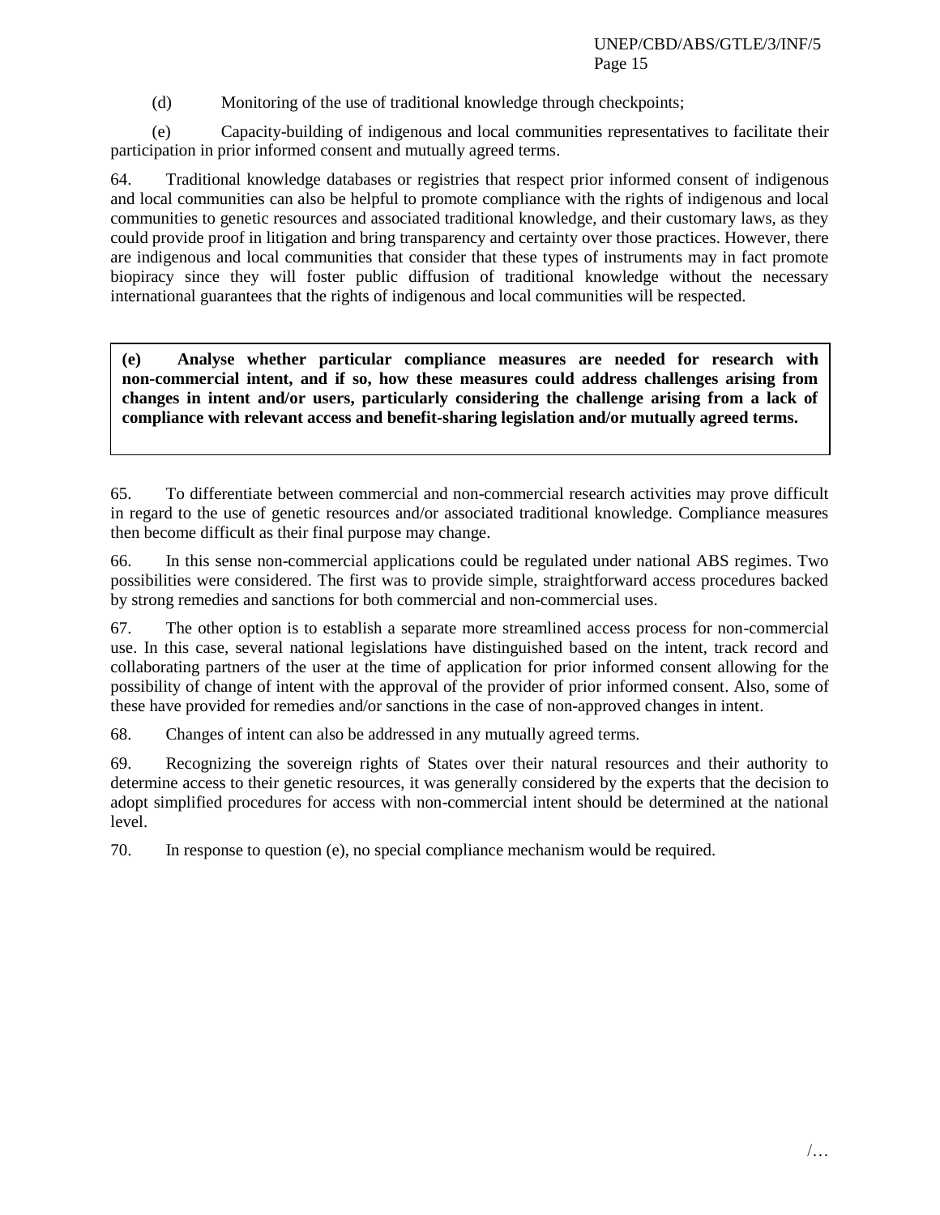(d) Monitoring of the use of traditional knowledge through checkpoints;

(e) Capacity-building of indigenous and local communities representatives to facilitate their participation in prior informed consent and mutually agreed terms.

64. Traditional knowledge databases or registries that respect prior informed consent of indigenous and local communities can also be helpful to promote compliance with the rights of indigenous and local communities to genetic resources and associated traditional knowledge, and their customary laws, as they could provide proof in litigation and bring transparency and certainty over those practices. However, there are indigenous and local communities that consider that these types of instruments may in fact promote biopiracy since they will foster public diffusion of traditional knowledge without the necessary international guarantees that the rights of indigenous and local communities will be respected.

**(e) Analyse whether particular compliance measures are needed for research with non-commercial intent, and if so, how these measures could address challenges arising from changes in intent and/or users, particularly considering the challenge arising from a lack of compliance with relevant access and benefit-sharing legislation and/or mutually agreed terms.**

65. To differentiate between commercial and non-commercial research activities may prove difficult in regard to the use of genetic resources and/or associated traditional knowledge. Compliance measures then become difficult as their final purpose may change.

66. In this sense non-commercial applications could be regulated under national ABS regimes. Two possibilities were considered. The first was to provide simple, straightforward access procedures backed by strong remedies and sanctions for both commercial and non-commercial uses.

67. The other option is to establish a separate more streamlined access process for non-commercial use. In this case, several national legislations have distinguished based on the intent, track record and collaborating partners of the user at the time of application for prior informed consent allowing for the possibility of change of intent with the approval of the provider of prior informed consent. Also, some of these have provided for remedies and/or sanctions in the case of non-approved changes in intent.

68. Changes of intent can also be addressed in any mutually agreed terms.

69. Recognizing the sovereign rights of States over their natural resources and their authority to determine access to their genetic resources, it was generally considered by the experts that the decision to adopt simplified procedures for access with non-commercial intent should be determined at the national level.

70. In response to question (e), no special compliance mechanism would be required.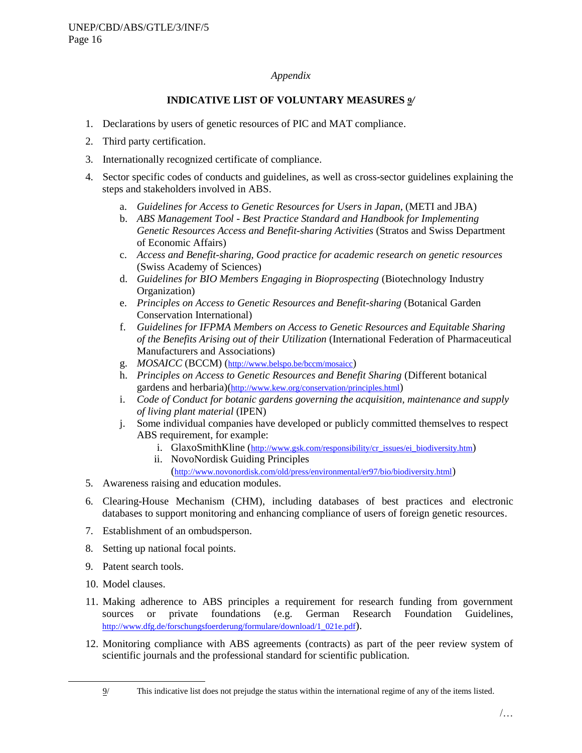*Appendix*

**INDICATIVE LIST OF VOLUNTARY MEASURES** 9/

1. Declarations by users of genetic resources of PIC and MAT compliance.
2. Third party certification.
3. Internationally recognized certificate of compliance.
4. Sector specific codes of conducts and guidelines, as well as cross-sector guidelines explaining the steps and stakeholders involved in ABS.
   a. *Guidelines for Access to Genetic Resources for Users in Japan*, (METI and JBA)
   b. *ABS Management Tool - Best Practice Standard and Handbook for Implementing Genetic Resources Access and Benefit-sharing Activities* (Stratos and Swiss Department of Economic Affairs)
   c. *Access and Benefit-sharing, Good practice for academic research on genetic resources* (Swiss Academy of Sciences)
   d. *Guidelines for BIO Members Engaging in Bioprospecting* (Biotechnology Industry Organization)
   e. *Principles on Access to Genetic Resources and Benefit-sharing* (Botanical Garden Conservation International)
   f. *Guidelines for IFPMA Members on Access to Genetic Resources and Equitable Sharing of the Benefits Arising out of their Utilization* (International Federation of Pharmaceutical Manufacturers and Associations)
   g. *MOSAICC* (BCCM) (http://www.belspo.be/bccm/mosaicc)
   h. *Principles on Access to Genetic Resources and Benefit Sharing* (Different botanical gardens and herbaria)(http://www.kew.org/conservation/principles.html)
   i. *Code of Conduct for botanic gardens governing the acquisition, maintenance and supply of living plant material* (IPEN)
   j. Some individual companies have developed or publicly committed themselves to respect ABS requirement, for example:
      i. GlaxoSmithKline (http://www.gsk.com/responsibility/cr_issues/ei_biodiversity.htm)
      ii. NovoNordisk Guiding Principles (http://www.novonordisk.com/old/press/environmental/er97/bio/biodiversity.html)
5. Awareness raising and education modules.
6. Clearing-House Mechanism (CHM), including databases of best practices and electronic databases to support monitoring and enhancing compliance of users of foreign genetic resources.
7. Establishment of an ombudsperson.
8. Setting up national focal points.
9. Patent search tools.
10. Model clauses.
11. Making adherence to ABS principles a requirement for research funding from government sources or private foundations (e.g. German Research Foundation Guidelines, http://www.dfg.de/forschungsfoerderung/formulare/download/1_021e.pdf).
12. Monitoring compliance with ABS agreements (contracts) as part of the peer review system of scientific journals and the professional standard for scientific publication.

---

9/ This indicative list does not prejudge the status within the international regime of any of the items listed.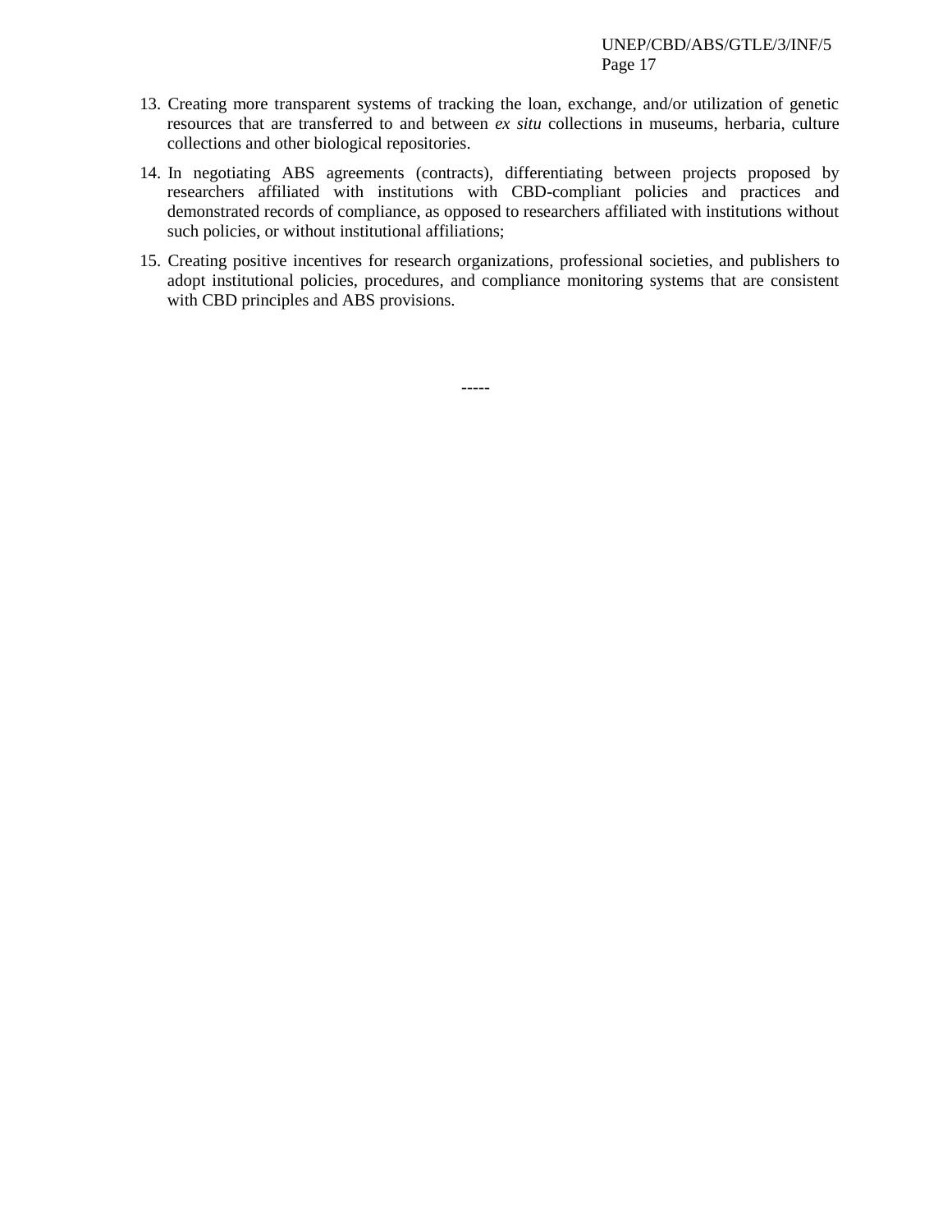13. Creating more transparent systems of tracking the loan, exchange, and/or utilization of genetic resources that are transferred to and between *ex situ* collections in museums, herbaria, culture collections and other biological repositories.

14. In negotiating ABS agreements (contracts), differentiating between projects proposed by researchers affiliated with institutions with CBD-compliant policies and practices and demonstrated records of compliance, as opposed to researchers affiliated with institutions without such policies, or without institutional affiliations;

15. Creating positive incentives for research organizations, professional societies, and publishers to adopt institutional policies, procedures, and compliance monitoring systems that are consistent with CBD principles and ABS provisions.

-----